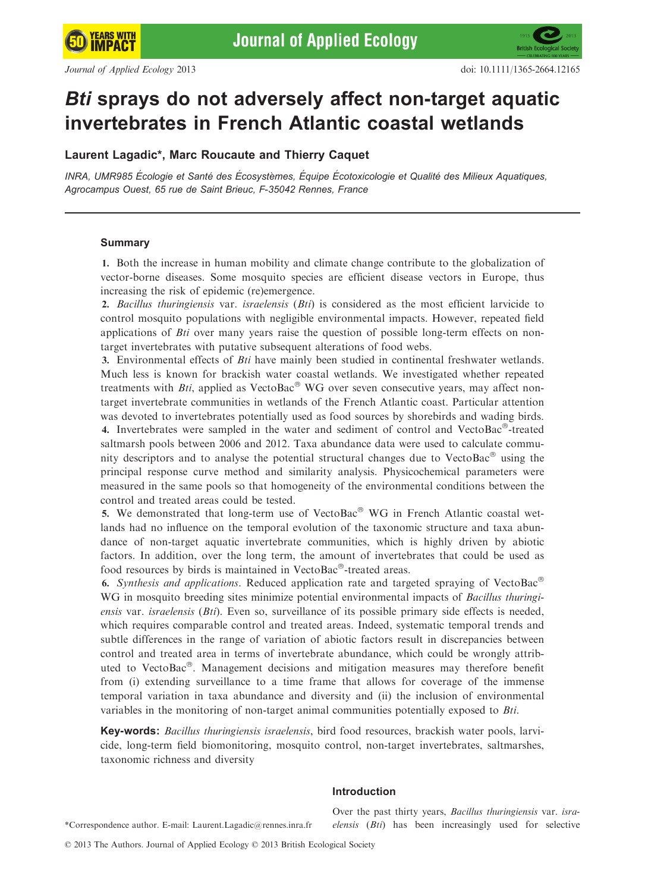# *Bti* sprays do not adversely affect non-target aquatic invertebrates in French Atlantic coastal wetlands

**Laurent Lagadic\*, Marc Roucaute and Thierry Caquet**

*INRA, UMR985 Écologie et Santé des Écosystèmes, Équipe Écotoxicologie et Qualité des Milieux Aquatiques, Agrocampus Ouest, 65 rue de Saint Brieuc, F-35042 Rennes, France*

## Summary

**1.** Both the increase in human mobility and climate change contribute to the globalization of vector-borne diseases. Some mosquito species are efficient disease vectors in Europe, thus increasing the risk of epidemic (re)emergence.

**2.** *Bacillus thuringiensis* var. *israelensis* (*Bti*) is considered as the most efficient larvicide to control mosquito populations with negligible environmental impacts. However, repeated field applications of *Bti* over many years raise the question of possible long-term effects on non-target invertebrates with putative subsequent alterations of food webs.

**3.** Environmental effects of *Bti* have mainly been studied in continental freshwater wetlands. Much less is known for brackish water coastal wetlands. We investigated whether repeated treatments with *Bti*, applied as VectoBac® WG over seven consecutive years, may affect non-target invertebrate communities in wetlands of the French Atlantic coast. Particular attention was devoted to invertebrates potentially used as food sources by shorebirds and wading birds.

**4.** Invertebrates were sampled in the water and sediment of control and VectoBac®-treated saltmarsh pools between 2006 and 2012. Taxa abundance data were used to calculate community descriptors and to analyse the potential structural changes due to VectoBac® using the principal response curve method and similarity analysis. Physicochemical parameters were measured in the same pools so that homogeneity of the environmental conditions between the control and treated areas could be tested.

**5.** We demonstrated that long-term use of VectoBac® WG in French Atlantic coastal wetlands had no influence on the temporal evolution of the taxonomic structure and taxa abundance of non-target aquatic invertebrate communities, which is highly driven by abiotic factors. In addition, over the long term, the amount of invertebrates that could be used as food resources by birds is maintained in VectoBac®-treated areas.

**6.** *Synthesis and applications*. Reduced application rate and targeted spraying of VectoBac® WG in mosquito breeding sites minimize potential environmental impacts of *Bacillus thuringiensis* var. *israelensis* (*Bti*). Even so, surveillance of its possible primary side effects is needed, which requires comparable control and treated areas. Indeed, systematic temporal trends and subtle differences in the range of variation of abiotic factors result in discrepancies between control and treated area in terms of invertebrate abundance, which could be wrongly attributed to VectoBac®. Management decisions and mitigation measures may therefore benefit from (i) extending surveillance to a time frame that allows for coverage of the immense temporal variation in taxa abundance and diversity and (ii) the inclusion of environmental variables in the monitoring of non-target animal communities potentially exposed to *Bti*.

**Key-words:** *Bacillus thuringiensis israelensis*, bird food resources, brackish water pools, larvicide, long-term field biomonitoring, mosquito control, non-target invertebrates, saltmarshes, taxonomic richness and diversity

## Introduction

Over the past thirty years, *Bacillus thuringiensis* var. *israelensis* (*Bti*) has been increasingly used for selective

\*Correspondence author. E-mail: Laurent.Lagadic@rennes.inra.fr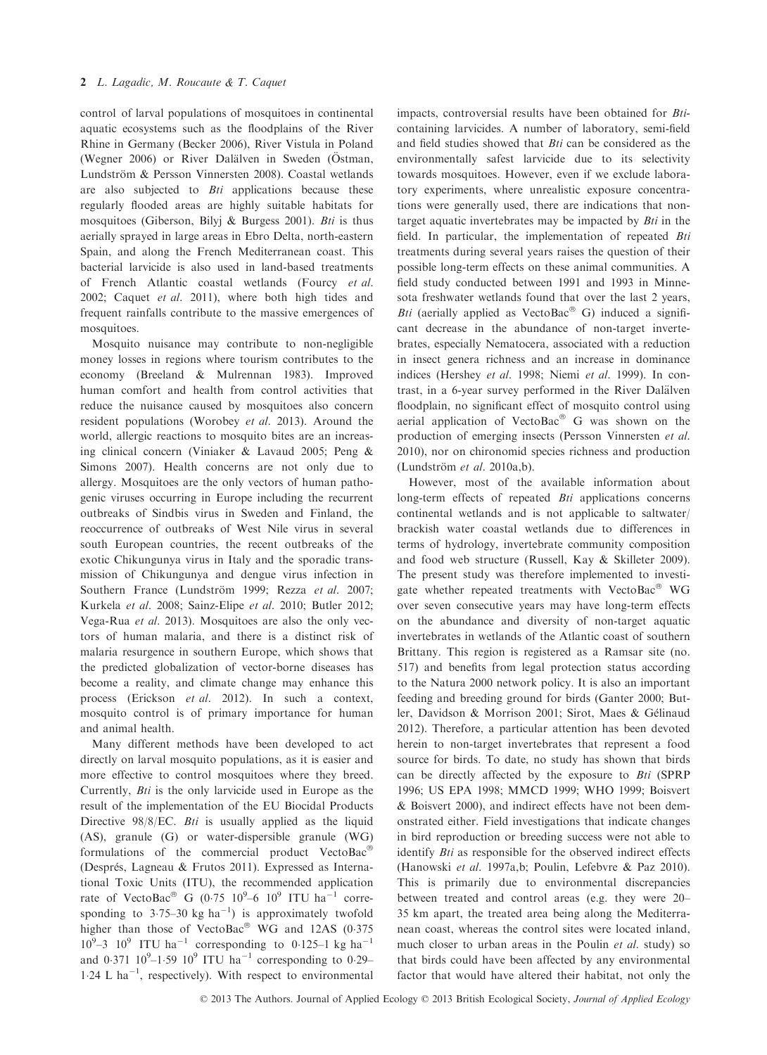control of larval populations of mosquitoes in continental aquatic ecosystems such as the floodplains of the River Rhine in Germany (Becker 2006), River Vistula in Poland (Wegner 2006) or River Dalälven in Sweden (Östman, Lundström & Persson Vinnersten 2008). Coastal wetlands are also subjected to *Bti* applications because these regularly flooded areas are highly suitable habitats for mosquitoes (Giberson, Bilyj & Burgess 2001). *Bti* is thus aerially sprayed in large areas in Ebro Delta, north-eastern Spain, and along the French Mediterranean coast. This bacterial larvicide is also used in land-based treatments of French Atlantic coastal wetlands (Fourcy *et al.* 2002; Caquet *et al.* 2011), where both high tides and frequent rainfalls contribute to the massive emergences of mosquitoes.

Mosquito nuisance may contribute to non-negligible money losses in regions where tourism contributes to the economy (Breeland & Mulrennan 1983). Improved human comfort and health from control activities that reduce the nuisance caused by mosquitoes also concern resident populations (Worobey *et al.* 2013). Around the world, allergic reactions to mosquito bites are an increasing clinical concern (Viniaker & Lavaud 2005; Peng & Simons 2007). Health concerns are not only due to allergy. Mosquitoes are the only vectors of human pathogenic viruses occurring in Europe including the recurrent outbreaks of Sindbis virus in Sweden and Finland, the reoccurrence of outbreaks of West Nile virus in several south European countries, the recent outbreaks of the exotic Chikungunya virus in Italy and the sporadic transmission of Chikungunya and dengue virus infection in Southern France (Lundström 1999; Rezza *et al.* 2007; Kurkela *et al.* 2008; Sainz-Elipe *et al.* 2010; Butler 2012; Vega-Rua *et al.* 2013). Mosquitoes are also the only vectors of human malaria, and there is a distinct risk of malaria resurgence in southern Europe, which shows that the predicted globalization of vector-borne diseases has become a reality, and climate change may enhance this process (Erickson *et al.* 2012). In such a context, mosquito control is of primary importance for human and animal health.

Many different methods have been developed to act directly on larval mosquito populations, as it is easier and more effective to control mosquitoes where they breed. Currently, *Bti* is the only larvicide used in Europe as the result of the implementation of the EU Biocidal Products Directive 98/8/EC. *Bti* is usually applied as the liquid (AS), granule (G) or water-dispersible granule (WG) formulations of the commercial product VectoBac® (Després, Lagneau & Frutos 2011). Expressed as International Toxic Units (ITU), the recommended application rate of VectoBac® G ($0{\cdot}75\ 10^9$–$6\ 10^9$ ITU ha$^{-1}$ corresponding to 3·75–30 kg ha$^{-1}$) is approximately twofold higher than those of VectoBac® WG and 12AS ($0{\cdot}375\ 10^9$–$3\ 10^9$ ITU ha$^{-1}$ corresponding to 0·125–1 kg ha$^{-1}$ and $0{\cdot}371\ 10^9$–$1{\cdot}59\ 10^9$ ITU ha$^{-1}$ corresponding to 0·29–1·24 L ha$^{-1}$, respectively). With respect to environmental impacts, controversial results have been obtained for *Bti*-containing larvicides. A number of laboratory, semi-field and field studies showed that *Bti* can be considered as the environmentally safest larvicide due to its selectivity towards mosquitoes. However, even if we exclude laboratory experiments, where unrealistic exposure concentrations were generally used, there are indications that non-target aquatic invertebrates may be impacted by *Bti* in the field. In particular, the implementation of repeated *Bti* treatments during several years raises the question of their possible long-term effects on these animal communities. A field study conducted between 1991 and 1993 in Minnesota freshwater wetlands found that over the last 2 years, *Bti* (aerially applied as VectoBac® G) induced a significant decrease in the abundance of non-target invertebrates, especially Nematocera, associated with a reduction in insect genera richness and an increase in dominance indices (Hershey *et al.* 1998; Niemi *et al.* 1999). In contrast, in a 6-year survey performed in the River Dalälven floodplain, no significant effect of mosquito control using aerial application of VectoBac® G was shown on the production of emerging insects (Persson Vinnersten *et al.* 2010), nor on chironomid species richness and production (Lundström *et al.* 2010a,b).

However, most of the available information about long-term effects of repeated *Bti* applications concerns continental wetlands and is not applicable to saltwater/brackish water coastal wetlands due to differences in terms of hydrology, invertebrate community composition and food web structure (Russell, Kay & Skilleter 2009). The present study was therefore implemented to investigate whether repeated treatments with VectoBac® WG over seven consecutive years may have long-term effects on the abundance and diversity of non-target aquatic invertebrates in wetlands of the Atlantic coast of southern Brittany. This region is registered as a Ramsar site (no. 517) and benefits from legal protection status according to the Natura 2000 network policy. It is also an important feeding and breeding ground for birds (Ganter 2000; Butler, Davidson & Morrison 2001; Sirot, Maes & Gélinaud 2012). Therefore, a particular attention has been devoted herein to non-target invertebrates that represent a food source for birds. To date, no study has shown that birds can be directly affected by the exposure to *Bti* (SPRP 1996; US EPA 1998; MMCD 1999; WHO 1999; Boisvert & Boisvert 2000), and indirect effects have not been demonstrated either. Field investigations that indicate changes in bird reproduction or breeding success were not able to identify *Bti* as responsible for the observed indirect effects (Hanowski *et al.* 1997a,b; Poulin, Lefebvre & Paz 2010). This is primarily due to environmental discrepancies between treated and control areas (e.g. they were 20–35 km apart, the treated area being along the Mediterranean coast, whereas the control sites were located inland, much closer to urban areas in the Poulin *et al.* study) so that birds could have been affected by any environmental factor that would have altered their habitat, not only the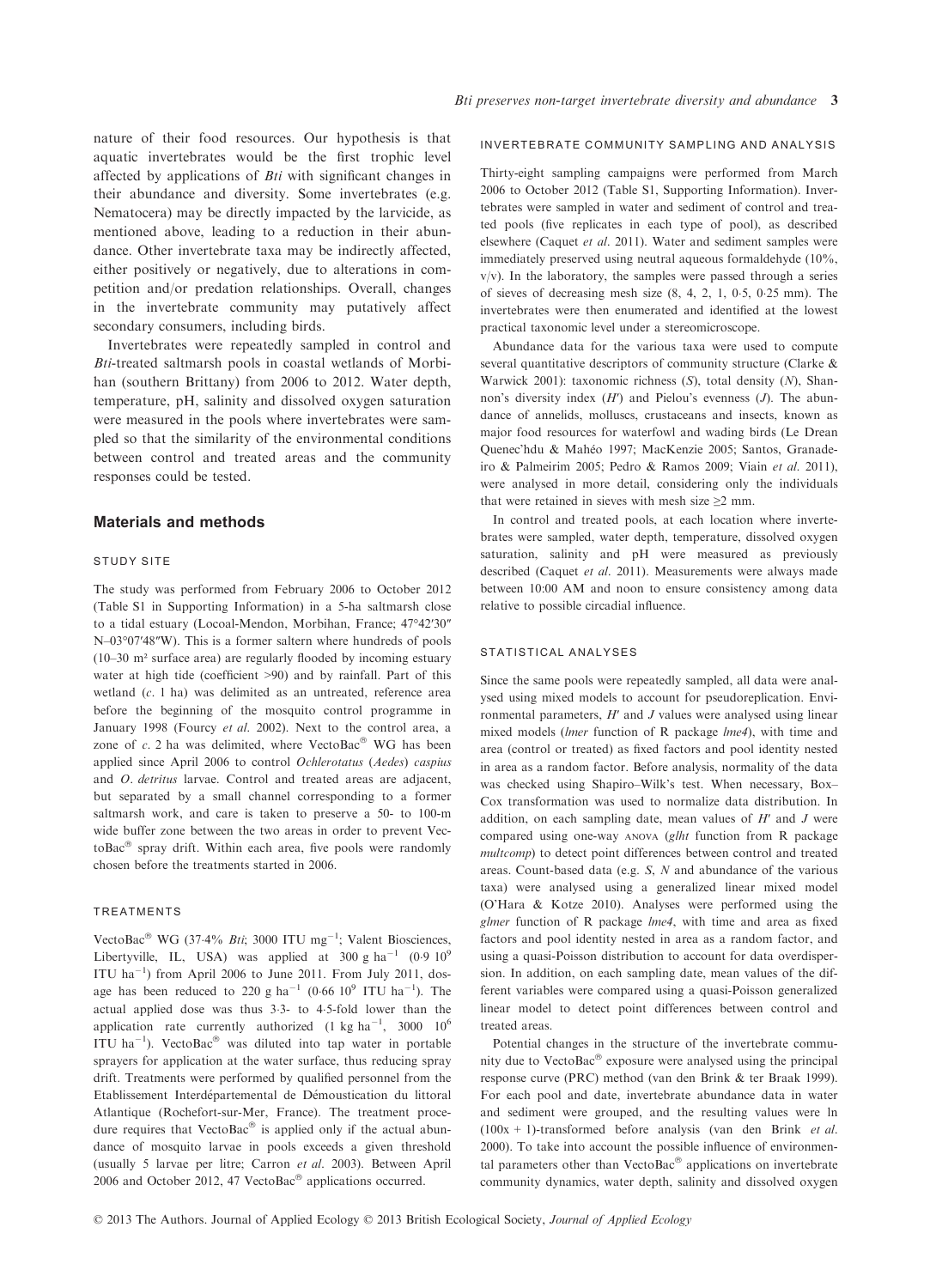nature of their food resources. Our hypothesis is that aquatic invertebrates would be the first trophic level affected by applications of *Bti* with significant changes in their abundance and diversity. Some invertebrates (e.g. Nematocera) may be directly impacted by the larvicide, as mentioned above, leading to a reduction in their abundance. Other invertebrate taxa may be indirectly affected, either positively or negatively, due to alterations in competition and/or predation relationships. Overall, changes in the invertebrate community may putatively affect secondary consumers, including birds.

Invertebrates were repeatedly sampled in control and *Bti*-treated saltmarsh pools in coastal wetlands of Morbihan (southern Brittany) from 2006 to 2012. Water depth, temperature, pH, salinity and dissolved oxygen saturation were measured in the pools where invertebrates were sampled so that the similarity of the environmental conditions between control and treated areas and the community responses could be tested.

## Materials and methods

### STUDY SITE

The study was performed from February 2006 to October 2012 (Table S1 in Supporting Information) in a 5-ha saltmarsh close to a tidal estuary (Locoal-Mendon, Morbihan, France; 47°42′30″ N–03°07′48″W). This is a former saltern where hundreds of pools (10–30 m² surface area) are regularly flooded by incoming estuary water at high tide (coefficient >90) and by rainfall. Part of this wetland (*c*. 1 ha) was delimited as an untreated, reference area before the beginning of the mosquito control programme in January 1998 (Fourcy *et al*. 2002). Next to the control area, a zone of *c*. 2 ha was delimited, where VectoBac® WG has been applied since April 2006 to control *Ochlerotatus* (*Aedes*) *caspius* and *O*. *detritus* larvae. Control and treated areas are adjacent, but separated by a small channel corresponding to a former saltmarsh work, and care is taken to preserve a 50- to 100-m wide buffer zone between the two areas in order to prevent VectoBac® spray drift. Within each area, five pools were randomly chosen before the treatments started in 2006.

### TREATMENTS

VectoBac® WG (37·4% *Bti*; 3000 ITU mg$^{-1}$; Valent Biosciences, Libertyville, IL, USA) was applied at 300 g ha$^{-1}$ (0·9 $10^9$ ITU ha$^{-1}$) from April 2006 to June 2011. From July 2011, dosage has been reduced to 220 g ha$^{-1}$ (0·66 $10^9$ ITU ha$^{-1}$). The actual applied dose was thus 3·3- to 4·5-fold lower than the application rate currently authorized (1 kg ha$^{-1}$, 3000 $10^6$ ITU ha$^{-1}$). VectoBac® was diluted into tap water in portable sprayers for application at the water surface, thus reducing spray drift. Treatments were performed by qualified personnel from the Etablissement Interdépartemental de Démoustication du littoral Atlantique (Rochefort-sur-Mer, France). The treatment procedure requires that VectoBac® is applied only if the actual abundance of mosquito larvae in pools exceeds a given threshold (usually 5 larvae per litre; Carron *et al*. 2003). Between April 2006 and October 2012, 47 VectoBac® applications occurred.

### INVERTEBRATE COMMUNITY SAMPLING AND ANALYSIS

Thirty-eight sampling campaigns were performed from March 2006 to October 2012 (Table S1, Supporting Information). Invertebrates were sampled in water and sediment of control and treated pools (five replicates in each type of pool), as described elsewhere (Caquet *et al*. 2011). Water and sediment samples were immediately preserved using neutral aqueous formaldehyde (10%, v/v). In the laboratory, the samples were passed through a series of sieves of decreasing mesh size (8, 4, 2, 1, 0·5, 0·25 mm). The invertebrates were then enumerated and identified at the lowest practical taxonomic level under a stereomicroscope.

Abundance data for the various taxa were used to compute several quantitative descriptors of community structure (Clarke & Warwick 2001): taxonomic richness (*S*), total density (*N*), Shannon's diversity index (*H′*) and Pielou's evenness (*J*). The abundance of annelids, molluscs, crustaceans and insects, known as major food resources for waterfowl and wading birds (Le Drean Quenec'hdu & Mahéo 1997; MacKenzie 2005; Santos, Granadeiro & Palmeirim 2005; Pedro & Ramos 2009; Viain *et al*. 2011), were analysed in more detail, considering only the individuals that were retained in sieves with mesh size ≥2 mm.

In control and treated pools, at each location where invertebrates were sampled, water depth, temperature, dissolved oxygen saturation, salinity and pH were measured as previously described (Caquet *et al*. 2011). Measurements were always made between 10:00 AM and noon to ensure consistency among data relative to possible circadial influence.

### STATISTICAL ANALYSES

Since the same pools were repeatedly sampled, all data were analysed using mixed models to account for pseudoreplication. Environmental parameters, *H′* and *J* values were analysed using linear mixed models (*lmer* function of R package *lme4*), with time and area (control or treated) as fixed factors and pool identity nested in area as a random factor. Before analysis, normality of the data was checked using Shapiro–Wilk's test. When necessary, Box–Cox transformation was used to normalize data distribution. In addition, on each sampling date, mean values of *H′* and *J* were compared using one-way ANOVA (*glht* function from R package *multcomp*) to detect point differences between control and treated areas. Count-based data (e.g. *S*, *N* and abundance of the various taxa) were analysed using a generalized linear mixed model (O'Hara & Kotze 2010). Analyses were performed using the *glmer* function of R package *lme4*, with time and area as fixed factors and pool identity nested in area as a random factor, and using a quasi-Poisson distribution to account for data overdispersion. In addition, on each sampling date, mean values of the different variables were compared using a quasi-Poisson generalized linear model to detect point differences between control and treated areas.

Potential changes in the structure of the invertebrate community due to VectoBac® exposure were analysed using the principal response curve (PRC) method (van den Brink & ter Braak 1999). For each pool and date, invertebrate abundance data in water and sediment were grouped, and the resulting values were ln (100x + 1)-transformed before analysis (van den Brink *et al*. 2000). To take into account the possible influence of environmental parameters other than VectoBac® applications on invertebrate community dynamics, water depth, salinity and dissolved oxygen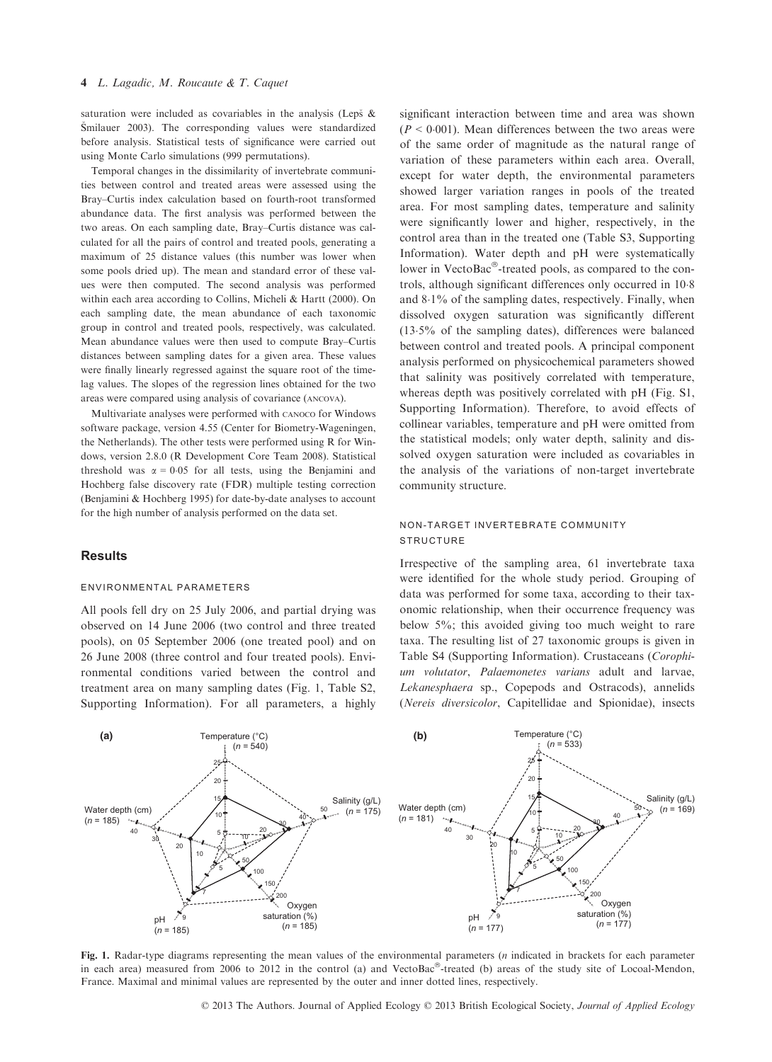saturation were included as covariables in the analysis (Lepš & Šmilauer 2003). The corresponding values were standardized before analysis. Statistical tests of significance were carried out using Monte Carlo simulations (999 permutations).

Temporal changes in the dissimilarity of invertebrate communities between control and treated areas were assessed using the Bray–Curtis index calculation based on fourth-root transformed abundance data. The first analysis was performed between the two areas. On each sampling date, Bray–Curtis distance was calculated for all the pairs of control and treated pools, generating a maximum of 25 distance values (this number was lower when some pools dried up). The mean and standard error of these values were then computed. The second analysis was performed within each area according to Collins, Micheli & Hartt (2000). On each sampling date, the mean abundance of each taxonomic group in control and treated pools, respectively, was calculated. Mean abundance values were then used to compute Bray–Curtis distances between sampling dates for a given area. These values were finally linearly regressed against the square root of the time-lag values. The slopes of the regression lines obtained for the two areas were compared using analysis of covariance (ANCOVA).

Multivariate analyses were performed with CANOCO for Windows software package, version 4.55 (Center for Biometry-Wageningen, the Netherlands). The other tests were performed using R for Windows, version 2.8.0 (R Development Core Team 2008). Statistical threshold was $\alpha = 0{\cdot}05$ for all tests, using the Benjamini and Hochberg false discovery rate (FDR) multiple testing correction (Benjamini & Hochberg 1995) for date-by-date analyses to account for the high number of analysis performed on the data set.

## Results

### ENVIRONMENTAL PARAMETERS

All pools fell dry on 25 July 2006, and partial drying was observed on 14 June 2006 (two control and three treated pools), on 05 September 2006 (one treated pool) and on 26 June 2008 (three control and four treated pools). Environmental conditions varied between the control and treatment area on many sampling dates (Fig. 1, Table S2, Supporting Information). For all parameters, a highly significant interaction between time and area was shown ($P < 0{\cdot}001$). Mean differences between the two areas were of the same order of magnitude as the natural range of variation of these parameters within each area. Overall, except for water depth, the environmental parameters showed larger variation ranges in pools of the treated area. For most sampling dates, temperature and salinity were significantly lower and higher, respectively, in the control area than in the treated one (Table S3, Supporting Information). Water depth and pH were systematically lower in VectoBac®-treated pools, as compared to the controls, although significant differences only occurred in 10·8 and 8·1% of the sampling dates, respectively. Finally, when dissolved oxygen saturation was significantly different (13·5% of the sampling dates), differences were balanced between control and treated pools. A principal component analysis performed on physicochemical parameters showed that salinity was positively correlated with temperature, whereas depth was positively correlated with pH (Fig. S1, Supporting Information). Therefore, to avoid effects of collinear variables, temperature and pH were omitted from the statistical models; only water depth, salinity and dissolved oxygen saturation were included as covariables in the analysis of the variations of non-target invertebrate community structure.

### NON-TARGET INVERTEBRATE COMMUNITY STRUCTURE

Irrespective of the sampling area, 61 invertebrate taxa were identified for the whole study period. Grouping of data was performed for some taxa, according to their taxonomic relationship, when their occurrence frequency was below 5%; this avoided giving too much weight to rare taxa. The resulting list of 27 taxonomic groups is given in Table S4 (Supporting Information). Crustaceans (*Corophium volutator*, *Palaemonetes varians* adult and larvae, *Lekanesphaera* sp., Copepods and Ostracods), annelids (*Nereis diversicolor*, Capitellidae and Spionidae), insects

Fig. 1. Radar-type diagrams representing the mean values of the environmental parameters ($n$ indicated in brackets for each parameter in each area) measured from 2006 to 2012 in the control (a) and VectoBac®-treated (b) areas of the study site of Locoal-Mendon, France. Maximal and minimal values are represented by the outer and inner dotted lines, respectively.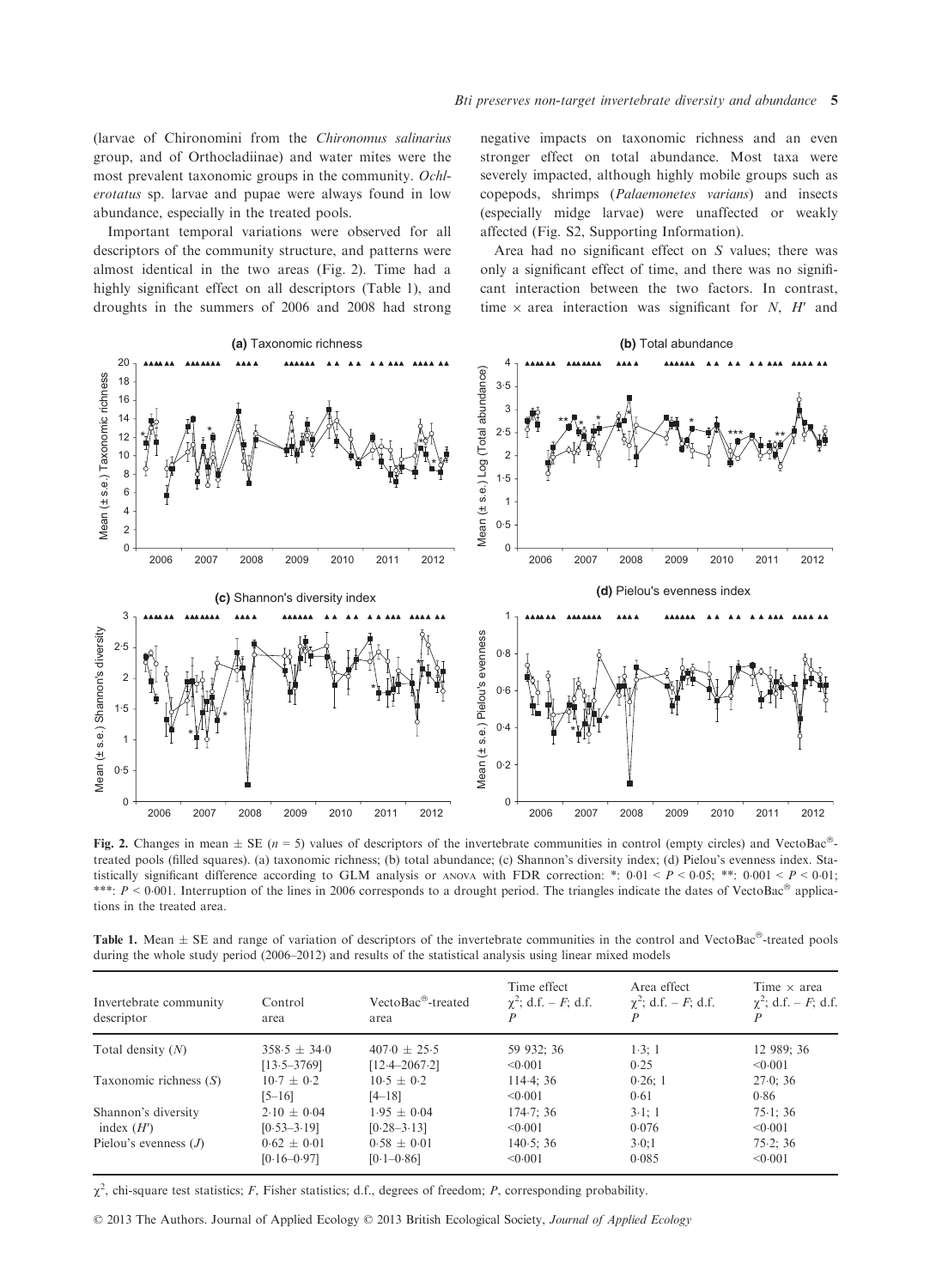(larvae of Chironomini from the *Chironomus salinarius* group, and of Orthocladiinae) and water mites were the most prevalent taxonomic groups in the community. *Ochlerotatus* sp. larvae and pupae were always found in low abundance, especially in the treated pools.

Important temporal variations were observed for all descriptors of the community structure, and patterns were almost identical in the two areas (Fig. 2). Time had a highly significant effect on all descriptors (Table 1), and droughts in the summers of 2006 and 2008 had strong negative impacts on taxonomic richness and an even stronger effect on total abundance. Most taxa were severely impacted, although highly mobile groups such as copepods, shrimps (*Palaemonetes varians*) and insects (especially midge larvae) were unaffected or weakly affected (Fig. S2, Supporting Information).

Area had no significant effect on *S* values; there was only a significant effect of time, and there was no significant interaction between the two factors. In contrast, time × area interaction was significant for *N*, *H′* and

**Fig. 2.** Changes in mean ± SE ($n = 5$) values of descriptors of the invertebrate communities in control (empty circles) and VectoBac®-treated pools (filled squares). (a) taxonomic richness; (b) total abundance; (c) Shannon's diversity index; (d) Pielou's evenness index. Statistically significant difference according to GLM analysis or ANOVA with FDR correction: *: $0.01 < P < 0.05$; **: $0.001 < P < 0.01$; ***: $P < 0.001$. Interruption of the lines in 2006 corresponds to a drought period. The triangles indicate the dates of VectoBac® applications in the treated area.

**Table 1.** Mean ± SE and range of variation of descriptors of the invertebrate communities in the control and VectoBac®-treated pools during the whole study period (2006–2012) and results of the statistical analysis using linear mixed models

| Invertebrate community descriptor | Control area | VectoBac®-treated area | Time effect $\chi^2$; d.f. – $F$; d.f. $P$ | Area effect $\chi^2$; d.f. – $F$; d.f. $P$ | Time × area $\chi^2$; d.f. – $F$; d.f. $P$ |
|---|---|---|---|---|---|
| Total density ($N$) | 358·5 ± 34·0 [13·5–3769] | 407·0 ± 25·5 [12·4–2067·2] | 59 932; 36 <0·001 | 1·3; 1 0·25 | 12 989; 36 <0·001 |
| Taxonomic richness ($S$) | 10·7 ± 0·2 [5–16] | 10·5 ± 0·2 [4–18] | 114·4; 36 <0·001 | 0·26; 1 0·61 | 27·0; 36 0·86 |
| Shannon's diversity index ($H'$) | 2·10 ± 0·04 [0·53–3·19] | 1·95 ± 0·04 [0·28–3·13] | 174·7; 36 <0·001 | 3·1; 1 0·076 | 75·1; 36 <0·001 |
| Pielou's evenness ($J$) | 0·62 ± 0·01 [0·16–0·97] | 0·58 ± 0·01 [0·1–0·86] | 140·5; 36 <0·001 | 3·0;1 0·085 | 75·2; 36 <0·001 |

$\chi^2$, chi-square test statistics; $F$, Fisher statistics; d.f., degrees of freedom; $P$, corresponding probability.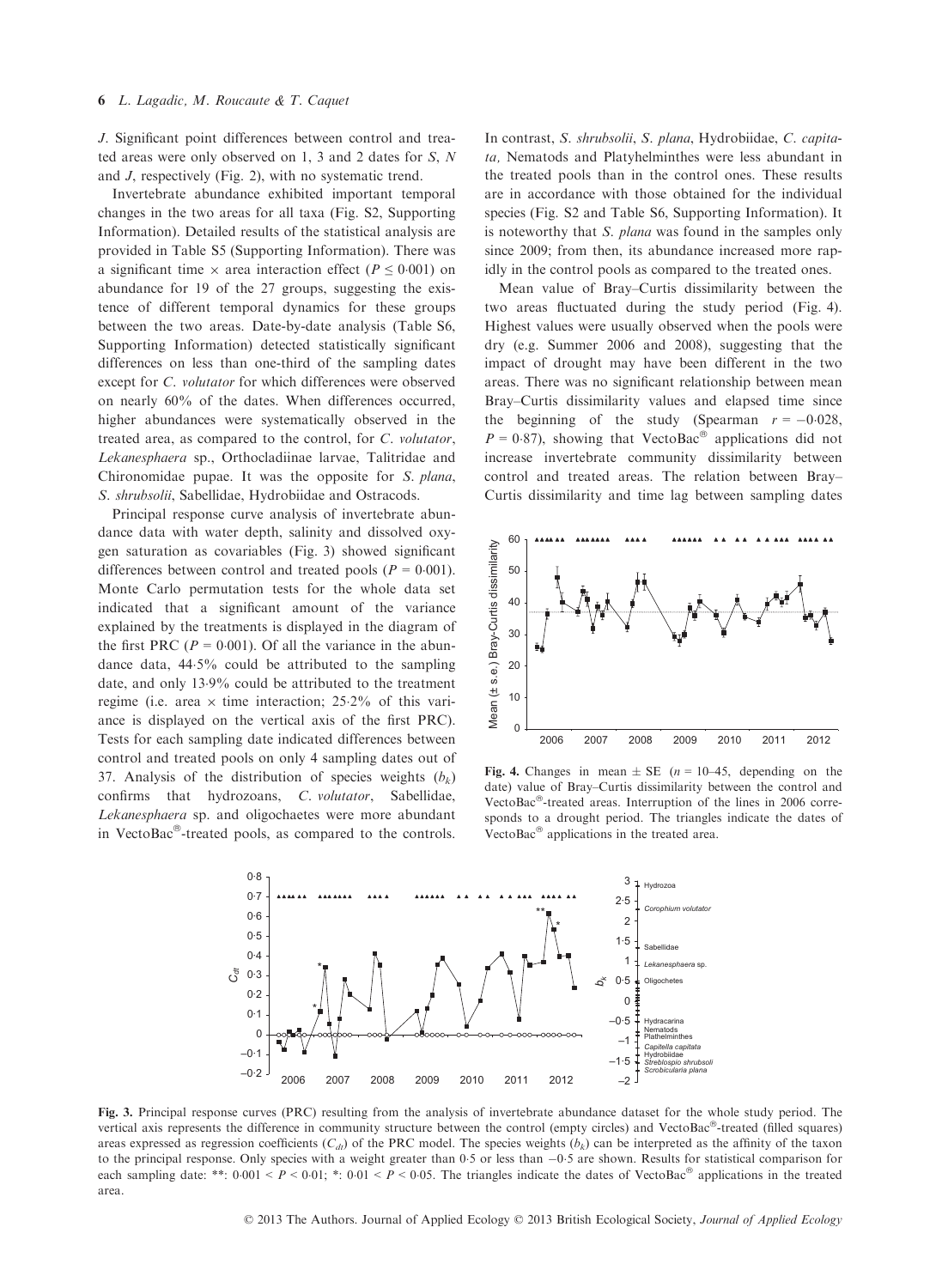*J*. Significant point differences between control and treated areas were only observed on 1, 3 and 2 dates for *S*, *N* and *J*, respectively (Fig. 2), with no systematic trend.

Invertebrate abundance exhibited important temporal changes in the two areas for all taxa (Fig. S2, Supporting Information). Detailed results of the statistical analysis are provided in Table S5 (Supporting Information). There was a significant time × area interaction effect ($P \leq 0.001$) on abundance for 19 of the 27 groups, suggesting the existence of different temporal dynamics for these groups between the two areas. Date-by-date analysis (Table S6, Supporting Information) detected statistically significant differences on less than one-third of the sampling dates except for *C. volutator* for which differences were observed on nearly 60% of the dates. When differences occurred, higher abundances were systematically observed in the treated area, as compared to the control, for *C. volutator*, *Lekanesphaera* sp., Orthocladiinae larvae, Talitridae and Chironomidae pupae. It was the opposite for *S. plana*, *S. shrubsolii*, Sabellidae, Hydrobiidae and Ostracods.

Principal response curve analysis of invertebrate abundance data with water depth, salinity and dissolved oxygen saturation as covariables (Fig. 3) showed significant differences between control and treated pools ($P = 0.001$). Monte Carlo permutation tests for the whole data set indicated that a significant amount of the variance explained by the treatments is displayed in the diagram of the first PRC ($P = 0.001$). Of all the variance in the abundance data, 44·5% could be attributed to the sampling date, and only 13·9% could be attributed to the treatment regime (i.e. area × time interaction; 25·2% of this variance is displayed on the vertical axis of the first PRC). Tests for each sampling date indicated differences between control and treated pools on only 4 sampling dates out of 37. Analysis of the distribution of species weights ($b_k$) confirms that hydrozoans, *C. volutator*, Sabellidae, *Lekanesphaera* sp. and oligochaetes were more abundant in VectoBac®-treated pools, as compared to the controls. In contrast, *S. shrubsolii*, *S. plana*, Hydrobiidae, *C. capitata*, Nematods and Platyhelminthes were less abundant in the treated pools than in the control ones. These results are in accordance with those obtained for the individual species (Fig. S2 and Table S6, Supporting Information). It is noteworthy that *S. plana* was found in the samples only since 2009; from then, its abundance increased more rapidly in the control pools as compared to the treated ones.

Mean value of Bray–Curtis dissimilarity between the two areas fluctuated during the study period (Fig. 4). Highest values were usually observed when the pools were dry (e.g. Summer 2006 and 2008), suggesting that the impact of drought may have been different in the two areas. There was no significant relationship between mean Bray–Curtis dissimilarity values and elapsed time since the beginning of the study (Spearman $r = -0.028$, $P = 0.87$), showing that VectoBac® applications did not increase invertebrate community dissimilarity between control and treated areas. The relation between Bray–Curtis dissimilarity and time lag between sampling dates

**Fig. 4.** Changes in mean ± SE ($n$ = 10–45, depending on the date) value of Bray–Curtis dissimilarity between the control and VectoBac®-treated areas. Interruption of the lines in 2006 corresponds to a drought period. The triangles indicate the dates of VectoBac® applications in the treated area.

**Fig. 3.** Principal response curves (PRC) resulting from the analysis of invertebrate abundance dataset for the whole study period. The vertical axis represents the difference in community structure between the control (empty circles) and VectoBac®-treated (filled squares) areas expressed as regression coefficients ($C_{dt}$) of the PRC model. The species weights ($b_k$) can be interpreted as the affinity of the taxon to the principal response. Only species with a weight greater than 0·5 or less than −0·5 are shown. Results for statistical comparison for each sampling date: **: $0.001 < P < 0.01$; *: $0.01 < P < 0.05$. The triangles indicate the dates of VectoBac® applications in the treated area.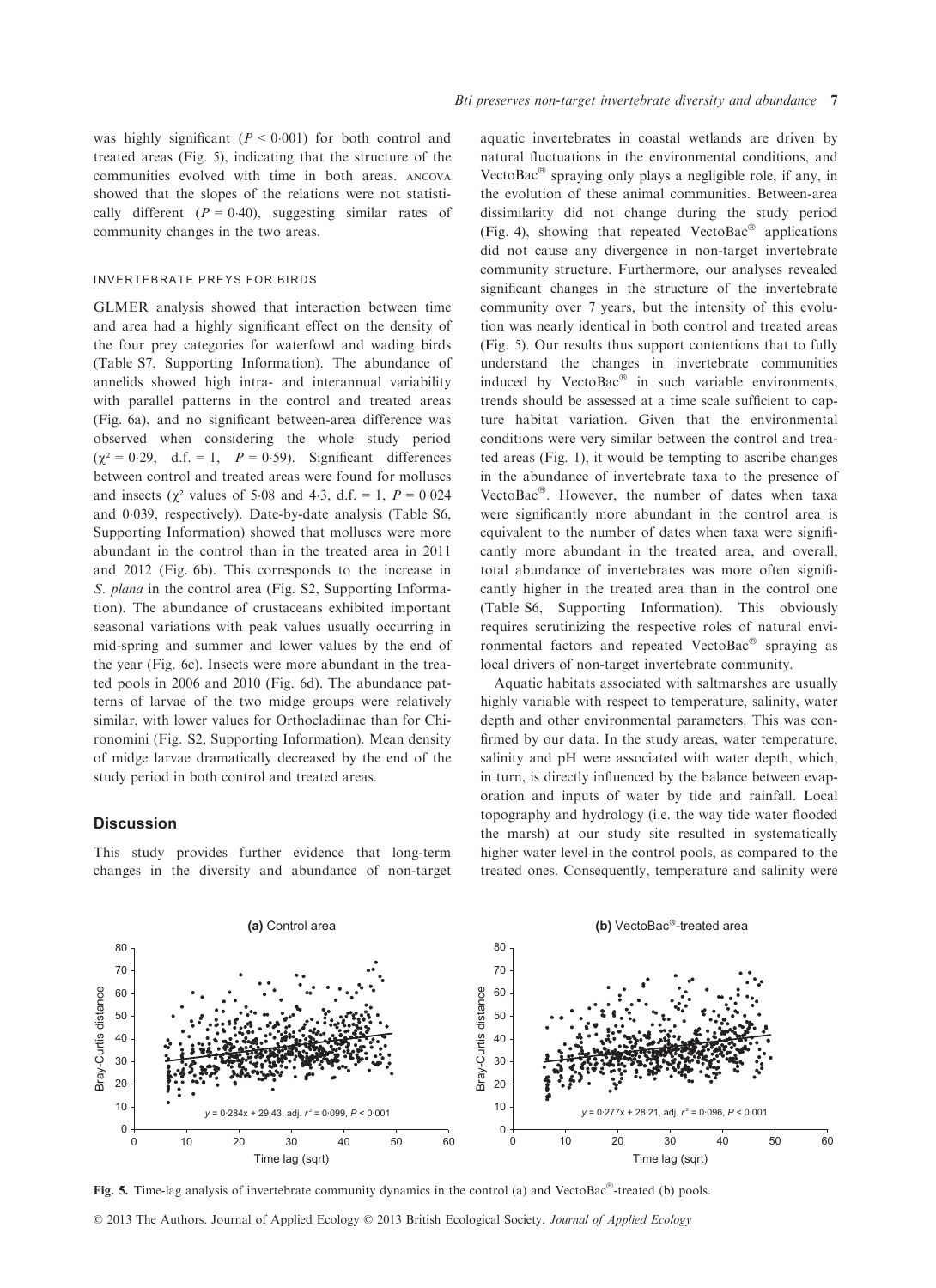was highly significant ($P < 0.001$) for both control and treated areas (Fig. 5), indicating that the structure of the communities evolved with time in both areas. ANCOVA showed that the slopes of the relations were not statistically different ($P = 0.40$), suggesting similar rates of community changes in the two areas.

#### INVERTEBRATE PREYS FOR BIRDS

GLMER analysis showed that interaction between time and area had a highly significant effect on the density of the four prey categories for waterfowl and wading birds (Table S7, Supporting Information). The abundance of annelids showed high intra- and interannual variability with parallel patterns in the control and treated areas (Fig. 6a), and no significant between-area difference was observed when considering the whole study period ($\chi^2 = 0.29$, d.f. = 1, $P = 0.59$). Significant differences between control and treated areas were found for molluscs and insects ($\chi^2$ values of 5.08 and 4.3, d.f. = 1, $P = 0.024$ and 0.039, respectively). Date-by-date analysis (Table S6, Supporting Information) showed that molluscs were more abundant in the control than in the treated area in 2011 and 2012 (Fig. 6b). This corresponds to the increase in *S. plana* in the control area (Fig. S2, Supporting Information). The abundance of crustaceans exhibited important seasonal variations with peak values usually occurring in mid-spring and summer and lower values by the end of the year (Fig. 6c). Insects were more abundant in the treated pools in 2006 and 2010 (Fig. 6d). The abundance patterns of larvae of the two midge groups were relatively similar, with lower values for Orthocladiinae than for Chironomini (Fig. S2, Supporting Information). Mean density of midge larvae dramatically decreased by the end of the study period in both control and treated areas.

## Discussion

This study provides further evidence that long-term changes in the diversity and abundance of non-target aquatic invertebrates in coastal wetlands are driven by natural fluctuations in the environmental conditions, and VectoBac® spraying only plays a negligible role, if any, in the evolution of these animal communities. Between-area dissimilarity did not change during the study period (Fig. 4), showing that repeated VectoBac® applications did not cause any divergence in non-target invertebrate community structure. Furthermore, our analyses revealed significant changes in the structure of the invertebrate community over 7 years, but the intensity of this evolution was nearly identical in both control and treated areas (Fig. 5). Our results thus support contentions that to fully understand the changes in invertebrate communities induced by VectoBac® in such variable environments, trends should be assessed at a time scale sufficient to capture habitat variation. Given that the environmental conditions were very similar between the control and treated areas (Fig. 1), it would be tempting to ascribe changes in the abundance of invertebrate taxa to the presence of VectoBac®. However, the number of dates when taxa were significantly more abundant in the control area is equivalent to the number of dates when taxa were significantly more abundant in the treated area, and overall, total abundance of invertebrates was more often significantly higher in the treated area than in the control one (Table S6, Supporting Information). This obviously requires scrutinizing the respective roles of natural environmental factors and repeated VectoBac® spraying as local drivers of non-target invertebrate community.

Aquatic habitats associated with saltmarshes are usually highly variable with respect to temperature, salinity, water depth and other environmental parameters. This was confirmed by our data. In the study areas, water temperature, salinity and pH were associated with water depth, which, in turn, is directly influenced by the balance between evaporation and inputs of water by tide and rainfall. Local topography and hydrology (i.e. the way tide water flooded the marsh) at our study site resulted in systematically higher water level in the control pools, as compared to the treated ones. Consequently, temperature and salinity were

**Fig. 5.** Time-lag analysis of invertebrate community dynamics in the control (a) and VectoBac®-treated (b) pools.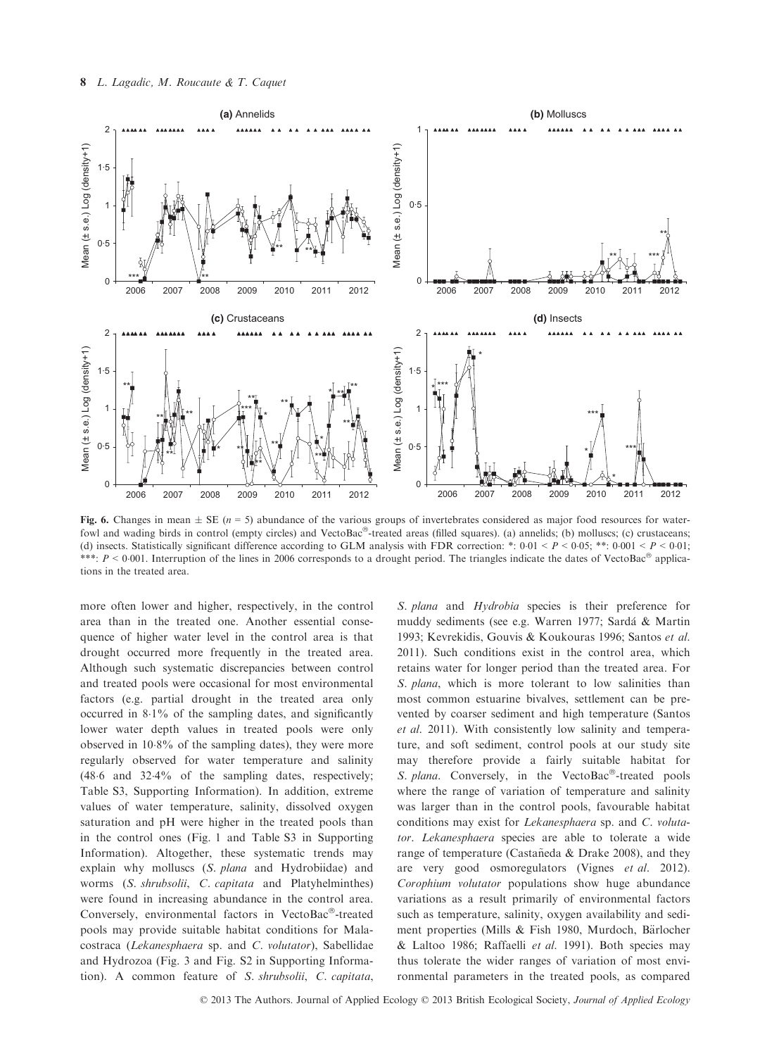**Fig. 6.** Changes in mean ± SE ($n = 5$) abundance of the various groups of invertebrates considered as major food resources for waterfowl and wading birds in control (empty circles) and VectoBac®-treated areas (filled squares). (a) annelids; (b) molluscs; (c) crustaceans; (d) insects. Statistically significant difference according to GLM analysis with FDR correction: *: $0{\cdot}01 < P < 0{\cdot}05$; **: $0{\cdot}001 < P < 0{\cdot}01$; ***: $P < 0{\cdot}001$. Interruption of the lines in 2006 corresponds to a drought period. The triangles indicate the dates of VectoBac® applications in the treated area.

more often lower and higher, respectively, in the control area than in the treated one. Another essential consequence of higher water level in the control area is that drought occurred more frequently in the treated area. Although such systematic discrepancies between control and treated pools were occasional for most environmental factors (e.g. partial drought in the treated area only occurred in 8·1% of the sampling dates, and significantly lower water depth values in treated pools were only observed in 10·8% of the sampling dates), they were more regularly observed for water temperature and salinity (48·6 and 32·4% of the sampling dates, respectively; Table S3, Supporting Information). In addition, extreme values of water temperature, salinity, dissolved oxygen saturation and pH were higher in the treated pools than in the control ones (Fig. 1 and Table S3 in Supporting Information). Altogether, these systematic trends may explain why molluscs (*S. plana* and Hydrobiidae) and worms (*S. shrubsolii*, *C. capitata* and Platyhelminthes) were found in increasing abundance in the control area. Conversely, environmental factors in VectoBac®-treated pools may provide suitable habitat conditions for Malacostraca (*Lekanesphaera* sp. and *C. volutator*), Sabellidae and Hydrozoa (Fig. 3 and Fig. S2 in Supporting Information). A common feature of *S. shrubsolii*, *C. capitata*, *S. plana* and *Hydrobia* species is their preference for muddy sediments (see e.g. Warren 1977; Sardá & Martin 1993; Kevrekidis, Gouvis & Koukouras 1996; Santos *et al.* 2011). Such conditions exist in the control area, which retains water for longer period than the treated area. For *S. plana*, which is more tolerant to low salinities than most common estuarine bivalves, settlement can be prevented by coarser sediment and high temperature (Santos *et al.* 2011). With consistently low salinity and temperature, and soft sediment, control pools at our study site may therefore provide a fairly suitable habitat for *S. plana*. Conversely, in the VectoBac®-treated pools where the range of variation of temperature and salinity was larger than in the control pools, favourable habitat conditions may exist for *Lekanesphaera* sp. and *C. volutator*. *Lekanesphaera* species are able to tolerate a wide range of temperature (Castañeda & Drake 2008), and they are very good osmoregulators (Vignes *et al.* 2012). *Corophium volutator* populations show huge abundance variations as a result primarily of environmental factors such as temperature, salinity, oxygen availability and sediment properties (Mills & Fish 1980, Murdoch, Bärlocher & Laltoo 1986; Raffaelli *et al.* 1991). Both species may thus tolerate the wider ranges of variation of most environmental parameters in the treated pools, as compared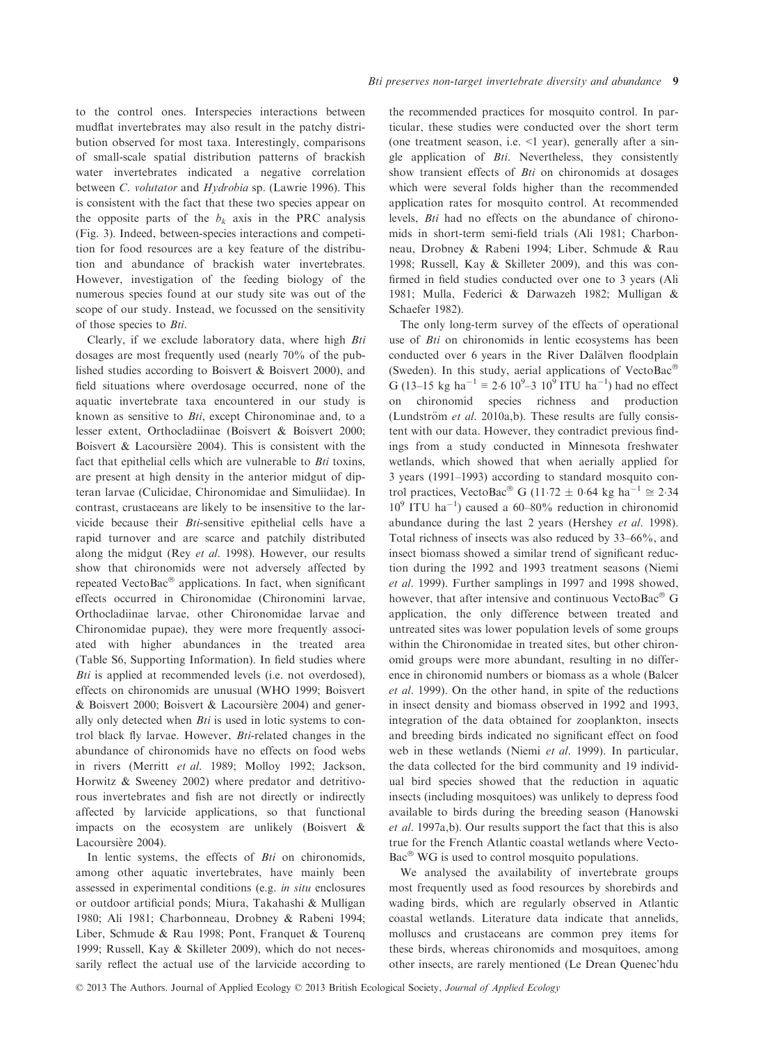to the control ones. Interspecies interactions between mudflat invertebrates may also result in the patchy distribution observed for most taxa. Interestingly, comparisons of small-scale spatial distribution patterns of brackish water invertebrates indicated a negative correlation between *C. volutator* and *Hydrobia* sp. (Lawrie 1996). This is consistent with the fact that these two species appear on the opposite parts of the $b_k$ axis in the PRC analysis (Fig. 3). Indeed, between-species interactions and competition for food resources are a key feature of the distribution and abundance of brackish water invertebrates. However, investigation of the feeding biology of the numerous species found at our study site was out of the scope of our study. Instead, we focussed on the sensitivity of those species to *Bti*.

Clearly, if we exclude laboratory data, where high *Bti* dosages are most frequently used (nearly 70% of the published studies according to Boisvert & Boisvert 2000), and field situations where overdosage occurred, none of the aquatic invertebrate taxa encountered in our study is known as sensitive to *Bti*, except Chironominae and, to a lesser extent, Orthocladiinae (Boisvert & Boisvert 2000; Boisvert & Lacoursière 2004). This is consistent with the fact that epithelial cells which are vulnerable to *Bti* toxins, are present at high density in the anterior midgut of dipteran larvae (Culicidae, Chironomidae and Simuliidae). In contrast, crustaceans are likely to be insensitive to the larvicide because their *Bti*-sensitive epithelial cells have a rapid turnover and are scarce and patchily distributed along the midgut (Rey *et al.* 1998). However, our results show that chironomids were not adversely affected by repeated VectoBac® applications. In fact, when significant effects occurred in Chironomidae (Chironomini larvae, Orthocladiinae larvae, other Chironomidae larvae and Chironomidae pupae), they were more frequently associated with higher abundances in the treated area (Table S6, Supporting Information). In field studies where *Bti* is applied at recommended levels (i.e. not overdosed), effects on chironomids are unusual (WHO 1999; Boisvert & Boisvert 2000; Boisvert & Lacoursière 2004) and generally only detected when *Bti* is used in lotic systems to control black fly larvae. However, *Bti*-related changes in the abundance of chironomids have no effects on food webs in rivers (Merritt *et al.* 1989; Molloy 1992; Jackson, Horwitz & Sweeney 2002) where predator and detritivorous invertebrates and fish are not directly or indirectly affected by larvicide applications, so that functional impacts on the ecosystem are unlikely (Boisvert & Lacoursière 2004).

In lentic systems, the effects of *Bti* on chironomids, among other aquatic invertebrates, have mainly been assessed in experimental conditions (e.g. *in situ* enclosures or outdoor artificial ponds; Miura, Takahashi & Mulligan 1980; Ali 1981; Charbonneau, Drobney & Rabeni 1994; Liber, Schmude & Rau 1998; Pont, Franquet & Tourenq 1999; Russell, Kay & Skilleter 2009), which do not necessarily reflect the actual use of the larvicide according to the recommended practices for mosquito control. In particular, these studies were conducted over the short term (one treatment season, i.e. <1 year), generally after a single application of *Bti*. Nevertheless, they consistently show transient effects of *Bti* on chironomids at dosages which were several folds higher than the recommended application rates for mosquito control. At recommended levels, *Bti* had no effects on the abundance of chironomids in short-term semi-field trials (Ali 1981; Charbonneau, Drobney & Rabeni 1994; Liber, Schmude & Rau 1998; Russell, Kay & Skilleter 2009), and this was confirmed in field studies conducted over one to 3 years (Ali 1981; Mulla, Federici & Darwazeh 1982; Mulligan & Schaefer 1982).

The only long-term survey of the effects of operational use of *Bti* on chironomids in lentic ecosystems has been conducted over 6 years in the River Dalälven floodplain (Sweden). In this study, aerial applications of VectoBac® G (13–15 kg ha$^{-1}$ ≡ 2·6 10$^{9}$–3 10$^{9}$ ITU ha$^{-1}$) had no effect on chironomid species richness and production (Lundström *et al.* 2010a,b). These results are fully consistent with our data. However, they contradict previous findings from a study conducted in Minnesota freshwater wetlands, which showed that when aerially applied for 3 years (1991–1993) according to standard mosquito control practices, VectoBac® G (11·72 ± 0·64 kg ha$^{-1}$ ≅ 2·34 10$^{9}$ ITU ha$^{-1}$) caused a 60–80% reduction in chironomid abundance during the last 2 years (Hershey *et al.* 1998). Total richness of insects was also reduced by 33–66%, and insect biomass showed a similar trend of significant reduction during the 1992 and 1993 treatment seasons (Niemi *et al.* 1999). Further samplings in 1997 and 1998 showed, however, that after intensive and continuous VectoBac® G application, the only difference between treated and untreated sites was lower population levels of some groups within the Chironomidae in treated sites, but other chironomid groups were more abundant, resulting in no difference in chironomid numbers or biomass as a whole (Balcer *et al.* 1999). On the other hand, in spite of the reductions in insect density and biomass observed in 1992 and 1993, integration of the data obtained for zooplankton, insects and breeding birds indicated no significant effect on food web in these wetlands (Niemi *et al.* 1999). In particular, the data collected for the bird community and 19 individual bird species showed that the reduction in aquatic insects (including mosquitoes) was unlikely to depress food available to birds during the breeding season (Hanowski *et al.* 1997a,b). Our results support the fact that this is also true for the French Atlantic coastal wetlands where VectoBac® WG is used to control mosquito populations.

We analysed the availability of invertebrate groups most frequently used as food resources by shorebirds and wading birds, which are regularly observed in Atlantic coastal wetlands. Literature data indicate that annelids, molluscs and crustaceans are common prey items for these birds, whereas chironomids and mosquitoes, among other insects, are rarely mentioned (Le Drean Quenec'hdu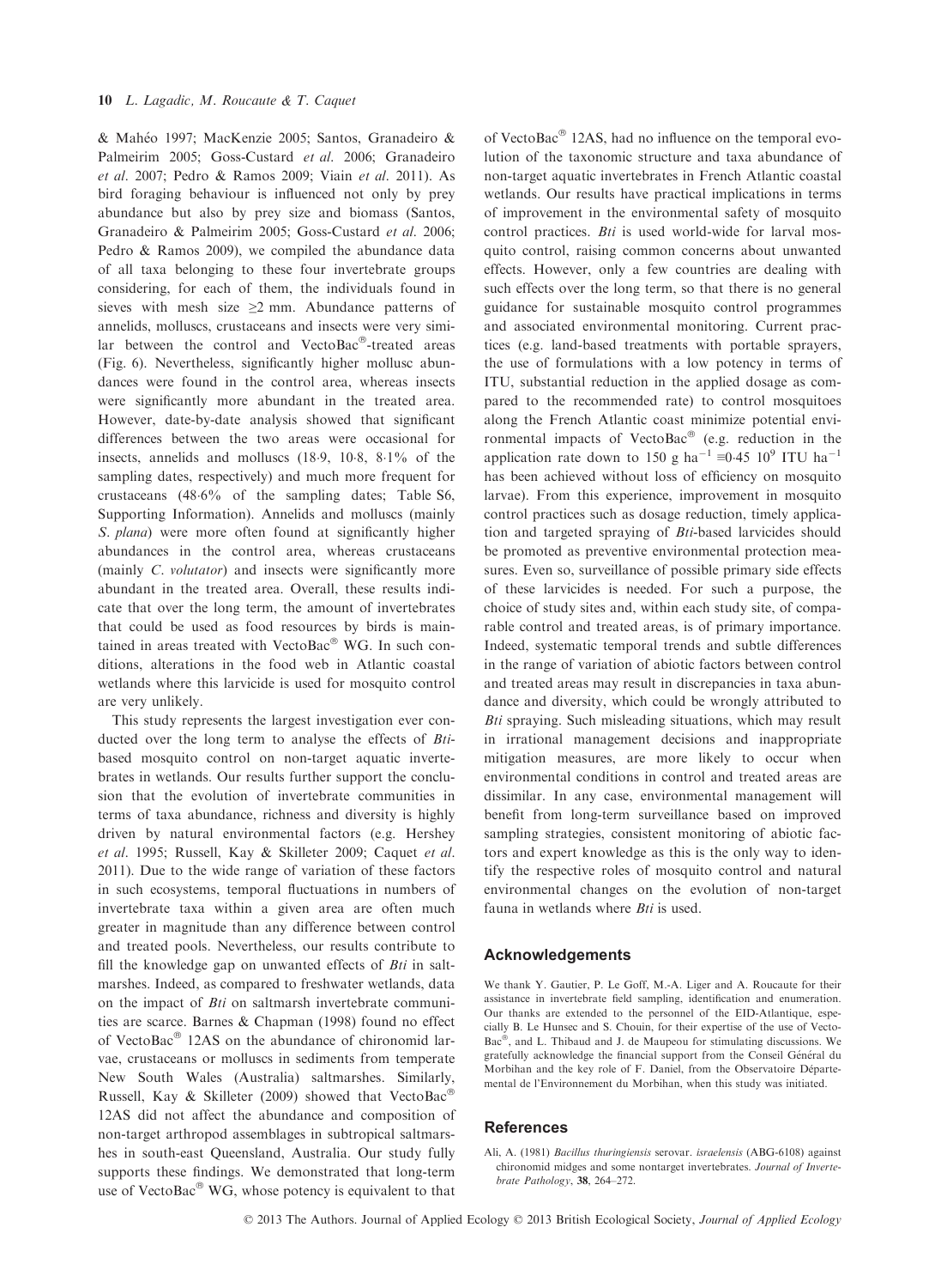& Mahéo 1997; MacKenzie 2005; Santos, Granadeiro & Palmeirim 2005; Goss-Custard *et al.* 2006; Granadeiro *et al.* 2007; Pedro & Ramos 2009; Viain *et al.* 2011). As bird foraging behaviour is influenced not only by prey abundance but also by prey size and biomass (Santos, Granadeiro & Palmeirim 2005; Goss-Custard *et al.* 2006; Pedro & Ramos 2009), we compiled the abundance data of all taxa belonging to these four invertebrate groups considering, for each of them, the individuals found in sieves with mesh size $\geq$2 mm. Abundance patterns of annelids, molluscs, crustaceans and insects were very similar between the control and VectoBac®-treated areas (Fig. 6). Nevertheless, significantly higher mollusc abundances were found in the control area, whereas insects were significantly more abundant in the treated area. However, date-by-date analysis showed that significant differences between the two areas were occasional for insects, annelids and molluscs (18·9, 10·8, 8·1% of the sampling dates, respectively) and much more frequent for crustaceans (48·6% of the sampling dates; Table S6, Supporting Information). Annelids and molluscs (mainly *S. plana*) were more often found at significantly higher abundances in the control area, whereas crustaceans (mainly *C. volutator*) and insects were significantly more abundant in the treated area. Overall, these results indicate that over the long term, the amount of invertebrates that could be used as food resources by birds is maintained in areas treated with VectoBac® WG. In such conditions, alterations in the food web in Atlantic coastal wetlands where this larvicide is used for mosquito control are very unlikely.

This study represents the largest investigation ever conducted over the long term to analyse the effects of *Bti*-based mosquito control on non-target aquatic invertebrates in wetlands. Our results further support the conclusion that the evolution of invertebrate communities in terms of taxa abundance, richness and diversity is highly driven by natural environmental factors (e.g. Hershey *et al.* 1995; Russell, Kay & Skilleter 2009; Caquet *et al.* 2011). Due to the wide range of variation of these factors in such ecosystems, temporal fluctuations in numbers of invertebrate taxa within a given area are often much greater in magnitude than any difference between control and treated pools. Nevertheless, our results contribute to fill the knowledge gap on unwanted effects of *Bti* in saltmarshes. Indeed, as compared to freshwater wetlands, data on the impact of *Bti* on saltmarsh invertebrate communities are scarce. Barnes & Chapman (1998) found no effect of VectoBac® 12AS on the abundance of chironomid larvae, crustaceans or molluscs in sediments from temperate New South Wales (Australia) saltmarshes. Similarly, Russell, Kay & Skilleter (2009) showed that VectoBac® 12AS did not affect the abundance and composition of non-target arthropod assemblages in subtropical saltmarshes in south-east Queensland, Australia. Our study fully supports these findings. We demonstrated that long-term use of VectoBac® WG, whose potency is equivalent to that of VectoBac® 12AS, had no influence on the temporal evolution of the taxonomic structure and taxa abundance of non-target aquatic invertebrates in French Atlantic coastal wetlands. Our results have practical implications in terms of improvement in the environmental safety of mosquito control practices. *Bti* is used world-wide for larval mosquito control, raising common concerns about unwanted effects. However, only a few countries are dealing with such effects over the long term, so that there is no general guidance for sustainable mosquito control programmes and associated environmental monitoring. Current practices (e.g. land-based treatments with portable sprayers, the use of formulations with a low potency in terms of ITU, substantial reduction in the applied dosage as compared to the recommended rate) to control mosquitoes along the French Atlantic coast minimize potential environmental impacts of VectoBac® (e.g. reduction in the application rate down to 150 g $ha^{-1} \equiv 0{\cdot}45\ 10^9$ ITU $ha^{-1}$ has been achieved without loss of efficiency on mosquito larvae). From this experience, improvement in mosquito control practices such as dosage reduction, timely application and targeted spraying of *Bti*-based larvicides should be promoted as preventive environmental protection measures. Even so, surveillance of possible primary side effects of these larvicides is needed. For such a purpose, the choice of study sites and, within each study site, of comparable control and treated areas, is of primary importance. Indeed, systematic temporal trends and subtle differences in the range of variation of abiotic factors between control and treated areas may result in discrepancies in taxa abundance and diversity, which could be wrongly attributed to *Bti* spraying. Such misleading situations, which may result in irrational management decisions and inappropriate mitigation measures, are more likely to occur when environmental conditions in control and treated areas are dissimilar. In any case, environmental management will benefit from long-term surveillance based on improved sampling strategies, consistent monitoring of abiotic factors and expert knowledge as this is the only way to identify the respective roles of mosquito control and natural environmental changes on the evolution of non-target fauna in wetlands where *Bti* is used.

## Acknowledgements

We thank Y. Gautier, P. Le Goff, M.-A. Liger and A. Roucaute for their assistance in invertebrate field sampling, identification and enumeration. Our thanks are extended to the personnel of the EID-Atlantique, especially B. Le Hunsec and S. Chouin, for their expertise of the use of VectoBac®, and L. Thibaud and J. de Maupeou for stimulating discussions. We gratefully acknowledge the financial support from the Conseil Général du Morbihan and the key role of F. Daniel, from the Observatoire Départemental de l'Environnement du Morbihan, when this study was initiated.

## References

Ali, A. (1981) *Bacillus thuringiensis* serovar. *israelensis* (ABG-6108) against chironomid midges and some nontarget invertebrates. *Journal of Invertebrate Pathology*, **38**, 264–272.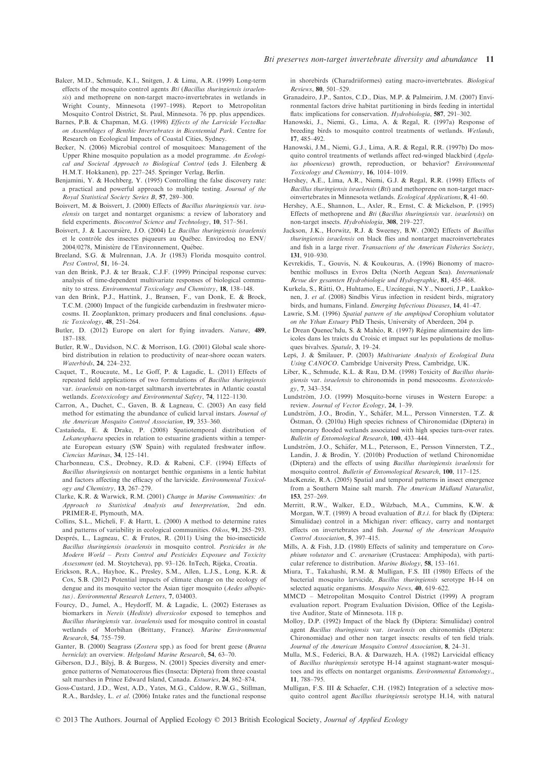Balcer, M.D., Schmude, K.I., Snitgen, J. & Lima, A.R. (1999) Long-term effects of the mosquito control agents *Bti* (*Bacillus thuringiensis israelensis*) and methoprene on non-target macro-invertebrates in wetlands in Wright County, Minnesota (1997–1998). Report to Metropolitan Mosquito Control District, St. Paul, Minnesota. 76 pp. plus appendices.

Barnes, P.B. & Chapman, M.G. (1998) *Effects of the Larvicide VectoBac on Assemblages of Benthic Invertebrates in Bicentennial Park*. Centre for Research on Ecological Impacts of Coastal Cities, Sydney.

Becker, N. (2006) Microbial control of mosquitoes: Management of the Upper Rhine mosquito population as a model programme. *An Ecological and Societal Approach to Biological Control* (eds J. Eilenberg & H.M.T. Hokkanen), pp. 227–245. Springer Verlag, Berlin.

Benjamini, Y. & Hochberg, Y. (1995) Controlling the false discovery rate: a practical and powerful approach to multiple testing. *Journal of the Royal Statistical Society Series B*, **57**, 289–300.

Boisvert, M. & Boisvert, J. (2000) Effects of *Bacillus thuringiensis* var. *israelensis* on target and nontarget organisms: a review of laboratory and field experiments. *Biocontrol Science and Technology*, **10**, 517–561.

Boisvert, J. & Lacoursière, J.O. (2004) Le *Bacillus thuringiensis israelensis* et le contrôle des insectes piqueurs au Québec. Envirodoq no ENV/2004/0278, Ministère de l'Environnement, Québec.

Breeland, S.G. & Mulrennan, J.A. Jr (1983) Florida mosquito control. *Pest Control*, **51**, 16–24.

van den Brink, P.J. & ter Braak, C.J.F. (1999) Principal response curves: analysis of time-dependent multivariate responses of biological community to stress. *Environmental Toxicology and Chemistry*, **18**, 138–148.

van den Brink, P.J., Hattink, J., Bransen, F., van Donk, E. & Brock, T.C.M. (2000) Impact of the fungicide carbendazim in freshwater microcosms. II. Zooplankton, primary producers and final conclusions. *Aquatic Toxicology*, **48**, 251–264.

Butler, D. (2012) Europe on alert for flying invaders. *Nature*, **489**, 187–188.

Butler, R.W., Davidson, N.C. & Morrison, I.G. (2001) Global scale shorebird distribution in relation to productivity of near-shore ocean waters. *Waterbirds*, **24**, 224–232.

Caquet, T., Roucaute, M., Le Goff, P. & Lagadic, L. (2011) Effects of repeated field applications of two formulations of *Bacillus thuringiensis* var. *israelensis* on non-target saltmarsh invertebrates in Atlantic coastal wetlands. *Ecotoxicology and Environmental Safety*, **74**, 1122–1130.

Carron, A., Duchet, C., Gaven, B. & Lagneau, C. (2003) An easy field method for estimating the abundance of culicid larval instars. *Journal of the American Mosquito Control Association*, **19**, 353–360.

Castañeda, E. & Drake, P. (2008) Spatiotemporal distribution of *Lekanesphaera* species in relation to estuarine gradients within a temperate European estuary (SW Spain) with regulated freshwater inflow. *Ciencias Marinas*, **34**, 125–141.

Charbonneau, C.S., Drobney, R.D. & Rabeni, C.F. (1994) Effects of *Bacillus thuringiensis* on nontarget benthic organisms in a lentic habitat and factors affecting the efficacy of the larvicide. *Environmental Toxicology and Chemistry*, **13**, 267–279.

Clarke, K.R. & Warwick, R.M. (2001) *Change in Marine Communities: An Approach to Statistical Analysis and Interpretation*, 2nd edn. PRIMER-E, Plymouth, MA.

Collins, S.L., Micheli, F. & Hartt, L. (2000) A method to determine rates and patterns of variability in ecological communities. *Oikos*, **91**, 285–293.

Després, L., Lagneau, C. & Frutos, R. (2011) Using the bio-insecticide *Bacillus thuringiensis israelensis* in mosquito control. *Pesticides in the Modern World – Pests Control and Pesticides Exposure and Toxicity Assessment* (ed. M. Stoytcheva), pp. 93–126. InTech, Rijeka, Croatia.

Erickson, R.A., Hayhoe, K., Presley, S.M., Allen, L.J.S., Long, K.R. & Cox, S.B. (2012) Potential impacts of climate change on the ecology of dengue and its mosquito vector the Asian tiger mosquito (*Aedes albopictus*). *Environmental Research Letters*, **7**, 034003.

Fourcy, D., Jumel, A., Heydorff, M. & Lagadic, L. (2002) Esterases as biomarkers in *Nereis* (*Hediste*) *diversicolor* exposed to temephos and *Bacillus thuringiensis* var. *israelensis* used for mosquito control in coastal wetlands of Morbihan (Brittany, France). *Marine Environmental Research*, **54**, 755–759.

Ganter, B. (2000) Seagrass (*Zostera* spp.) as food for brent geese (*Branta bernicla*): an overview. *Helgoland Marine Research*, **54**, 63–70.

Giberson, D.J., Bilyj, B. & Burgess, N. (2001) Species diversity and emergence patterns of Nematocerous flies (Insecta: Diptera) from three coastal salt marshes in Prince Edward Island, Canada. *Estuaries*, **24**, 862–874.

Goss-Custard, J.D., West, A.D., Yates, M.G., Caldow, R.W.G., Stillman, R.A., Bardsley, L. *et al.* (2006) Intake rates and the functional response in shorebirds (Charadriiformes) eating macro-invertebrates. *Biological Reviews*, **80**, 501–529.

Granadeiro, J.P., Santos, C.D., Dias, M.P. & Palmeirim, J.M. (2007) Environmental factors drive habitat partitioning in birds feeding in intertidal flats: implications for conservation. *Hydrobiologia*, **587**, 291–302.

Hanowski, J., Niemi, G., Lima, A. & Regal, R. (1997a) Response of breeding birds to mosquito control treatments of wetlands. *Wetlands*, **17**, 485–492.

Hanowski, J.M., Niemi, G.J., Lima, A.R. & Regal, R.R. (1997b) Do mosquito control treatments of wetlands affect red-winged blackbird (*Agelaius phoeniceus*) growth, reproduction, or behavior? *Environmental Toxicology and Chemistry*, **16**, 1014–1019.

Hershey, A.E., Lima, A.R., Niemi, G.J. & Regal, R.R. (1998) Effects of *Bacillus thuringiensis israelensis* (*Bti*) and methoprene on non-target macroinvertebrates in Minnesota wetlands. *Ecological Applications*, **8**, 41–60.

Hershey, A.E., Shannon, L., Axler, R., Ernst, C. & Mickelson, P. (1995) Effects of methoprene and *Bti* (*Bacillus thuringiensis* var. *israelensis*) on non-target insects. *Hydrobiologia*, **308**, 219–227.

Jackson, J.K., Horwitz, R.J. & Sweeney, B.W. (2002) Effects of *Bacillus thuringiensis israelensis* on black flies and nontarget macroinvertebrates and fish in a large river. *Transactions of the American Fisheries Society*, **131**, 910–930.

Kevrekidis, T., Gouvis, N. & Koukouras, A. (1996) Bionomy of macrobenthic molluscs in Evros Delta (North Aegean Sea). *Internationale Revue der gesamten Hydrobiologie und Hydrographie*, **81**, 455–468.

Kurkela, S., Rätti, O., Huhtamo, E., Uzcátegui, N.Y., Nuorti, J.P., Laakkonen, J. *et al.* (2008) Sindbis Virus infection in resident birds, migratory birds, and humans, Finland. *Emerging Infectious Diseases*, **14**, 41–47.

Lawrie, S.M. (1996) *Spatial pattern of the amphipod* Corophium volutator *on the Ythan Estuary* PhD Thesis, University of Aberdeen, 204 p.

Le Drean Quenec'hdu, S. & Mahéo, R. (1997) Régime alimentaire des limicoles dans les traicts du Croisic et impact sur les populations de mollusques bivalves. *Spatule*, **3**, 19–24.

Lepš, J. & Šmilauer, P. (2003) *Multivariate Analysis of Ecological Data Using CANOCO*. Cambridge University Press, Cambridge, UK.

Liber, K., Schmude, K.L. & Rau, D.M. (1998) Toxicity of *Bacillus thuringiensis* var. *israelensis* to chironomids in pond mesocosms. *Ecotoxicology*, **7**, 343–354.

Lundström, J.O. (1999) Mosquito-borne viruses in Western Europe: a review. *Journal of Vector Ecology*, **24**, 1–39.

Lundström, J.O., Brodin, Y., Schäfer, M.L., Persson Vinnersten, T.Z. & Östman, Ö. (2010a) High species richness of Chironomidae (Diptera) in temporary flooded wetlands associated with high species turn-over rates. *Bulletin of Entomological Research*, **100**, 433–444.

Lundström, J.O., Schäfer, M.L., Petersson, E., Persson Vinnersten, T.Z., Landin, J. & Brodin, Y. (2010b) Production of wetland Chironomidae (Diptera) and the effects of using *Bacillus thuringiensis israelensis* for mosquito control. *Bulletin of Entomological Research*, **100**, 117–125.

MacKenzie, R.A. (2005) Spatial and temporal patterns in insect emergence from a Southern Maine salt marsh. *The American Midland Naturalist*, **153**, 257–269.

Merritt, R.W., Walker, E.D., Wilzbach, M.A., Cummins, K.W. & Morgan, W.T. (1989) A broad evaluation of *B.t.i.* for black fly (Diptera: Simuliidae) control in a Michigan river: efficacy, carry and nontarget effects on invertebrates and fish. *Journal of the American Mosquito Control Association*, **5**, 397–415.

Mills, A. & Fish, J.D. (1980) Effects of salinity and temperature on *Corophium volutator* and *C. arenarium* (Crustacea: Amphipoda), with particular reference to distribution. *Marine Biology*, **58**, 153–161.

Miura, T., Takahashi, R.M. & Mulligan, F.S. III (1980) Effects of the bacterial mosquito larvicide, *Bacillus thuringiensis* serotype H-14 on selected aquatic organisms. *Mosquito News*, **40**, 619–622.

MMCD – Metropolitan Mosquito Control District (1999) A program evaluation report. Program Evaluation Division, Office of the Legislative Auditor, State of Minnesota. 118 p.

Molloy, D.P. (1992) Impact of the black fly (Diptera: Simuliidae) control agent *Bacillus thuringiensis* var. *israelensis* on chironomids (Diptera: Chironomidae) and other non target insects: results of ten field trials. *Journal of the American Mosquito Control Association*, **8**, 24–31.

Mulla, M.S., Federici, B.A. & Darwazeh, H.A. (1982) Larvicidal efficacy of *Bacillus thuringiensis* serotype H-14 against stagnant-water mosquitoes and its effects on nontarget organisms. *Environmental Entomology.*, **11**, 788–795.

Mulligan, F.S. III & Schaefer, C.H. (1982) Integration of a selective mosquito control agent *Bacillus thuringiensis* serotype H.14, with natural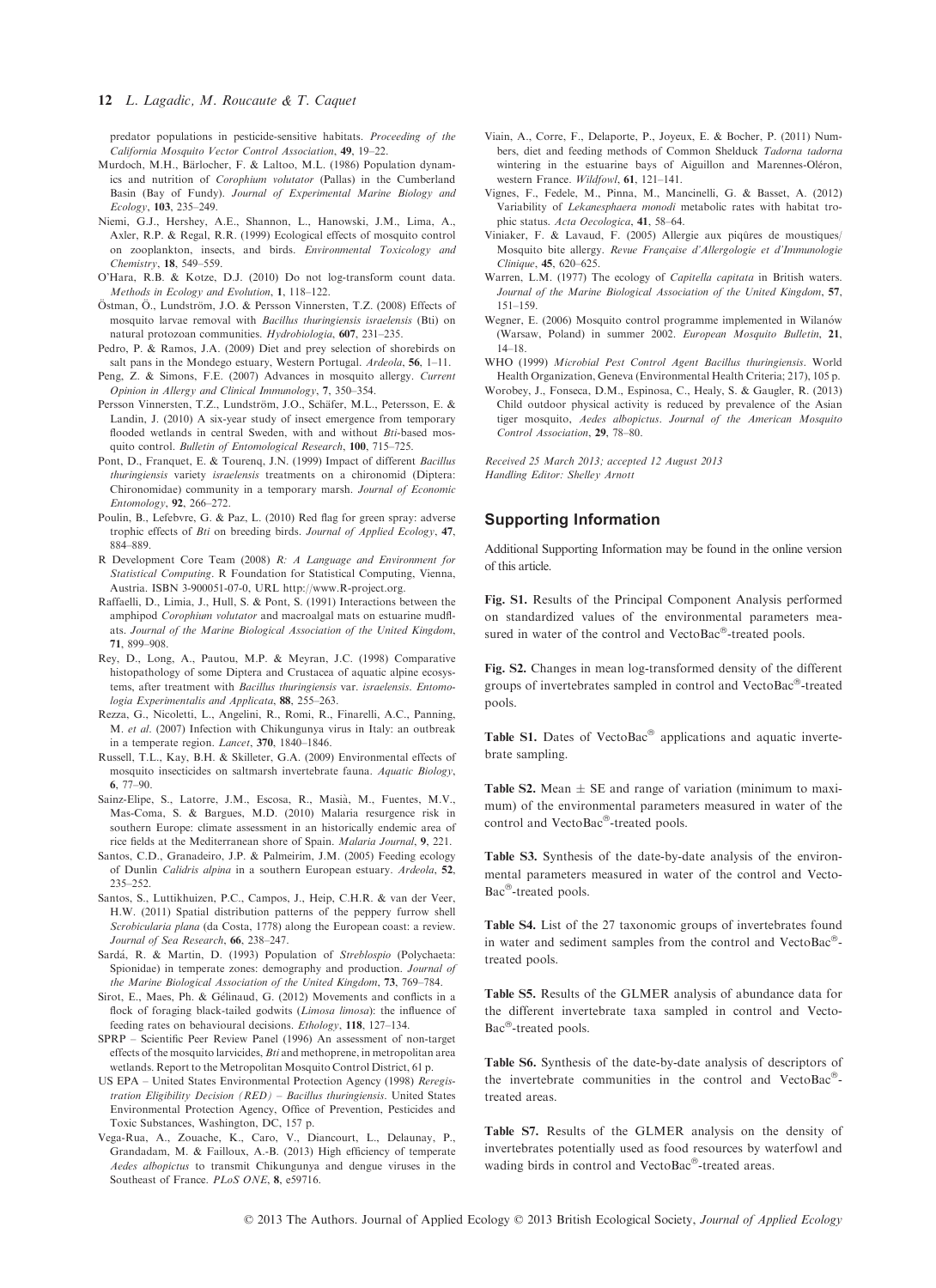predator populations in pesticide-sensitive habitats. *Proceeding of the California Mosquito Vector Control Association*, **49**, 19–22.

Murdoch, M.H., Bärlocher, F. & Laltoo, M.L. (1986) Population dynamics and nutrition of *Corophium volutator* (Pallas) in the Cumberland Basin (Bay of Fundy). *Journal of Experimental Marine Biology and Ecology*, **103**, 235–249.

Niemi, G.J., Hershey, A.E., Shannon, L., Hanowski, J.M., Lima, A., Axler, R.P. & Regal, R.R. (1999) Ecological effects of mosquito control on zooplankton, insects, and birds. *Environmental Toxicology and Chemistry*, **18**, 549–559.

O'Hara, R.B. & Kotze, D.J. (2010) Do not log-transform count data. *Methods in Ecology and Evolution*, **1**, 118–122.

Östman, Ö., Lundström, J.O. & Persson Vinnersten, T.Z. (2008) Effects of mosquito larvae removal with *Bacillus thuringiensis israelensis* (Bti) on natural protozoan communities. *Hydrobiologia*, **607**, 231–235.

Pedro, P. & Ramos, J.A. (2009) Diet and prey selection of shorebirds on salt pans in the Mondego estuary, Western Portugal. *Ardeola*, **56**, 1–11.

Peng, Z. & Simons, F.E. (2007) Advances in mosquito allergy. *Current Opinion in Allergy and Clinical Immunology*, **7**, 350–354.

Persson Vinnersten, T.Z., Lundström, J.O., Schäfer, M.L., Petersson, E. & Landin, J. (2010) A six-year study of insect emergence from temporary flooded wetlands in central Sweden, with and without *Bti*-based mosquito control. *Bulletin of Entomological Research*, **100**, 715–725.

Pont, D., Franquet, E. & Tourenq, J.N. (1999) Impact of different *Bacillus thuringiensis* variety *israelensis* treatments on a chironomid (Diptera: Chironomidae) community in a temporary marsh. *Journal of Economic Entomology*, **92**, 266–272.

Poulin, B., Lefebvre, G. & Paz, L. (2010) Red flag for green spray: adverse trophic effects of *Bti* on breeding birds. *Journal of Applied Ecology*, **47**, 884–889.

R Development Core Team (2008) *R: A Language and Environment for Statistical Computing*. R Foundation for Statistical Computing, Vienna, Austria. ISBN 3-900051-07-0, URL http://www.R-project.org.

Raffaelli, D., Limia, J., Hull, S. & Pont, S. (1991) Interactions between the amphipod *Corophium volutator* and macroalgal mats on estuarine mudflats. *Journal of the Marine Biological Association of the United Kingdom*, **71**, 899–908.

Rey, D., Long, A., Pautou, M.P. & Meyran, J.C. (1998) Comparative histopathology of some Diptera and Crustacea of aquatic alpine ecosystems, after treatment with *Bacillus thuringiensis* var. *israelensis*. *Entomologia Experimentalis and Applicata*, **88**, 255–263.

Rezza, G., Nicoletti, L., Angelini, R., Romi, R., Finarelli, A.C., Panning, M. *et al.* (2007) Infection with Chikungunya virus in Italy: an outbreak in a temperate region. *Lancet*, **370**, 1840–1846.

Russell, T.L., Kay, B.H. & Skilleter, G.A. (2009) Environmental effects of mosquito insecticides on saltmarsh invertebrate fauna. *Aquatic Biology*, **6**, 77–90.

Sainz-Elipe, S., Latorre, J.M., Escosa, R., Masià, M., Fuentes, M.V., Mas-Coma, S. & Bargues, M.D. (2010) Malaria resurgence risk in southern Europe: climate assessment in an historically endemic area of rice fields at the Mediterranean shore of Spain. *Malaria Journal*, **9**, 221.

Santos, C.D., Granadeiro, J.P. & Palmeirim, J.M. (2005) Feeding ecology of Dunlin *Calidris alpina* in a southern European estuary. *Ardeola*, **52**, 235–252.

Santos, S., Luttikhuizen, P.C., Campos, J., Heip, C.H.R. & van der Veer, H.W. (2011) Spatial distribution patterns of the peppery furrow shell *Scrobicularia plana* (da Costa, 1778) along the European coast: a review. *Journal of Sea Research*, **66**, 238–247.

Sardá, R. & Martin, D. (1993) Population of *Streblospio* (Polychaeta: Spionidae) in temperate zones: demography and production. *Journal of the Marine Biological Association of the United Kingdom*, **73**, 769–784.

Sirot, E., Maes, Ph. & Gélinaud, G. (2012) Movements and conflicts in a flock of foraging black-tailed godwits (*Limosa limosa*): the influence of feeding rates on behavioural decisions. *Ethology*, **118**, 127–134.

SPRP – Scientific Peer Review Panel (1996) An assessment of non-target effects of the mosquito larvicides, *Bti* and methoprene, in metropolitan area wetlands. Report to the Metropolitan Mosquito Control District, 61 p.

US EPA – United States Environmental Protection Agency (1998) *Reregistration Eligibility Decision (RED) – Bacillus thuringiensis*. United States Environmental Protection Agency, Office of Prevention, Pesticides and Toxic Substances, Washington, DC, 157 p.

Vega-Rua, A., Zouache, K., Caro, V., Diancourt, L., Delaunay, P., Grandadam, M. & Failloux, A.-B. (2013) High efficiency of temperate *Aedes albopictus* to transmit Chikungunya and dengue viruses in the Southeast of France. *PLoS ONE*, **8**, e59716.

Viain, A., Corre, F., Delaporte, P., Joyeux, E. & Bocher, P. (2011) Numbers, diet and feeding methods of Common Shelduck *Tadorna tadorna* wintering in the estuarine bays of Aiguillon and Marennes-Oléron, western France. *Wildfowl*, **61**, 121–141.

Vignes, F., Fedele, M., Pinna, M., Mancinelli, G. & Basset, A. (2012) Variability of *Lekanesphaera monodi* metabolic rates with habitat trophic status. *Acta Oecologica*, **41**, 58–64.

Viniaker, F. & Lavaud, F. (2005) Allergie aux piqûres de moustiques/ Mosquito bite allergy. *Revue Française d'Allergologie et d'Immunologie Clinique*, **45**, 620–625.

Warren, L.M. (1977) The ecology of *Capitella capitata* in British waters. *Journal of the Marine Biological Association of the United Kingdom*, **57**, 151–159.

Wegner, E. (2006) Mosquito control programme implemented in Wilanów (Warsaw, Poland) in summer 2002. *European Mosquito Bulletin*, **21**, 14–18.

WHO (1999) *Microbial Pest Control Agent Bacillus thuringiensis*. World Health Organization, Geneva (Environmental Health Criteria; 217), 105 p.

Worobey, J., Fonseca, D.M., Espinosa, C., Healy, S. & Gaugler, R. (2013) Child outdoor physical activity is reduced by prevalence of the Asian tiger mosquito, *Aedes albopictus*. *Journal of the American Mosquito Control Association*, **29**, 78–80.

*Received 25 March 2013; accepted 12 August 2013*
*Handling Editor: Shelley Arnott*

## Supporting Information

Additional Supporting Information may be found in the online version of this article.

**Fig. S1.** Results of the Principal Component Analysis performed on standardized values of the environmental parameters measured in water of the control and VectoBac®-treated pools.

**Fig. S2.** Changes in mean log-transformed density of the different groups of invertebrates sampled in control and VectoBac®-treated pools.

**Table S1.** Dates of VectoBac® applications and aquatic invertebrate sampling.

**Table S2.** Mean ± SE and range of variation (minimum to maximum) of the environmental parameters measured in water of the control and VectoBac®-treated pools.

**Table S3.** Synthesis of the date-by-date analysis of the environmental parameters measured in water of the control and VectoBac®-treated pools.

**Table S4.** List of the 27 taxonomic groups of invertebrates found in water and sediment samples from the control and VectoBac®-treated pools.

**Table S5.** Results of the GLMER analysis of abundance data for the different invertebrate taxa sampled in control and VectoBac®-treated pools.

**Table S6.** Synthesis of the date-by-date analysis of descriptors of the invertebrate communities in the control and VectoBac®-treated areas.

**Table S7.** Results of the GLMER analysis on the density of invertebrates potentially used as food resources by waterfowl and wading birds in control and VectoBac®-treated areas.